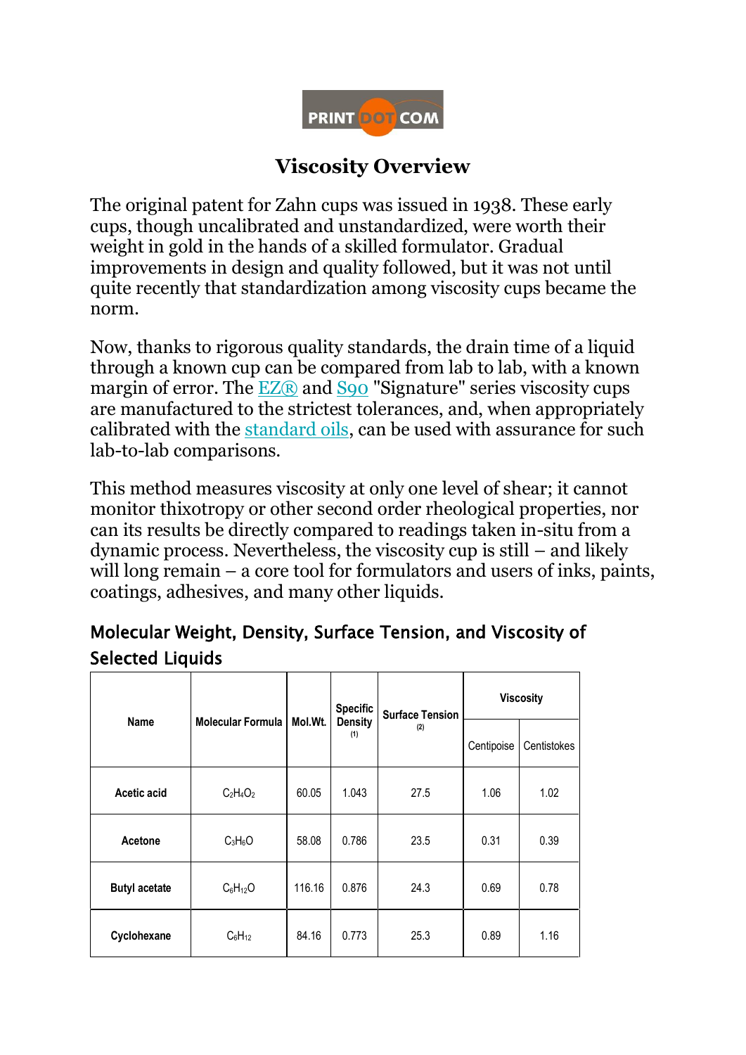# Viscosity Overview

The original patent for Zahn cups was issued in 1938. These early cups, though uncalibrated and unstandardized, were worth their weight in gold in the hands of a skilled formulator. Gradual improvements in design and quality followed, but it was not until quite recently that standardization among viscosity cups became the norm.

Now, thanks to rigorous quality standards, the drain time of a liquid through a known cup can be compared from lab to lab, with a known margin of error. The EZ® and S90 "Signature" series viscosity cups are manufactured to the strictest tolerances, and, when appropriately calibrated with the standard oils, can be used with assurance for such lab-to-lab comparisons.

This method measures viscosity at only one level of shear; it cannot monitor thixotropy or other second order rheological properties, nor can its results be directly compared to readings taken in-situ from a dynamic process. Nevertheless, the viscosity cup is still – and likely will long remain – a core tool for formulators and users of inks, paints, coatings, adhesives, and many other liquids.

## Molecular Weight, Density, Surface Tension, and Viscosity of Selected Liquids

| Name | Molecular Formula | Mol.Wt. | Specific Density (1) | Surface Tension (2) | Viscosity | |
|---|---|---|---|---|---|---|
| | | | | | Centipoise | Centistokes |
| **Acetic acid** | $C_2H_4O_2$ | 60.05 | 1.043 | 27.5 | 1.06 | 1.02 |
| **Acetone** | $C_3H_6O$ | 58.08 | 0.786 | 23.5 | 0.31 | 0.39 |
| **Butyl acetate** | $C_6H_{12}O$ | 116.16 | 0.876 | 24.3 | 0.69 | 0.78 |
| **Cyclohexane** | $C_6H_{12}$ | 84.16 | 0.773 | 25.3 | 0.89 | 1.16 |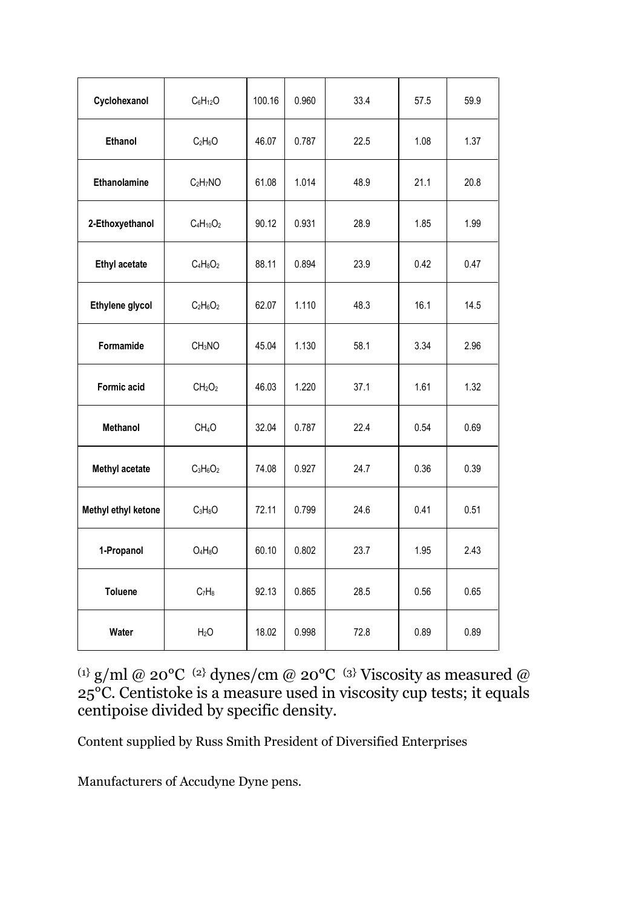| | | | | | | |
|---|---|---|---|---|---|---|
| **Cyclohexanol** | $C_6H_{12}O$ | 100.16 | 0.960 | 33.4 | 57.5 | 59.9 |
| **Ethanol** | $C_2H_6O$ | 46.07 | 0.787 | 22.5 | 1.08 | 1.37 |
| **Ethanolamine** | $C_2H_7NO$ | 61.08 | 1.014 | 48.9 | 21.1 | 20.8 |
| **2-Ethoxyethanol** | $C_4H_{10}O_2$ | 90.12 | 0.931 | 28.9 | 1.85 | 1.99 |
| **Ethyl acetate** | $C_4H_8O_2$ | 88.11 | 0.894 | 23.9 | 0.42 | 0.47 |
| **Ethylene glycol** | $C_2H_6O_2$ | 62.07 | 1.110 | 48.3 | 16.1 | 14.5 |
| **Formamide** | $CH_3NO$ | 45.04 | 1.130 | 58.1 | 3.34 | 2.96 |
| **Formic acid** | $CH_2O_2$ | 46.03 | 1.220 | 37.1 | 1.61 | 1.32 |
| **Methanol** | $CH_4O$ | 32.04 | 0.787 | 22.4 | 0.54 | 0.69 |
| **Methyl acetate** | $C_3H_6O_2$ | 74.08 | 0.927 | 24.7 | 0.36 | 0.39 |
| **Methyl ethyl ketone** | $C_3H_8O$ | 72.11 | 0.799 | 24.6 | 0.41 | 0.51 |
| **1-Propanol** | $O_4H_8O$ | 60.10 | 0.802 | 23.7 | 1.95 | 2.43 |
| **Toluene** | $C_7H_8$ | 92.13 | 0.865 | 28.5 | 0.56 | 0.65 |
| **Water** | $H_2O$ | 18.02 | 0.998 | 72.8 | 0.89 | 0.89 |

{1} g/ml @ 20°C {2} dynes/cm @ 20°C {3} Viscosity as measured @ 25°C. Centistoke is a measure used in viscosity cup tests; it equals centipoise divided by specific density.

Content supplied by Russ Smith President of Diversified Enterprises

Manufacturers of Accudyne Dyne pens.